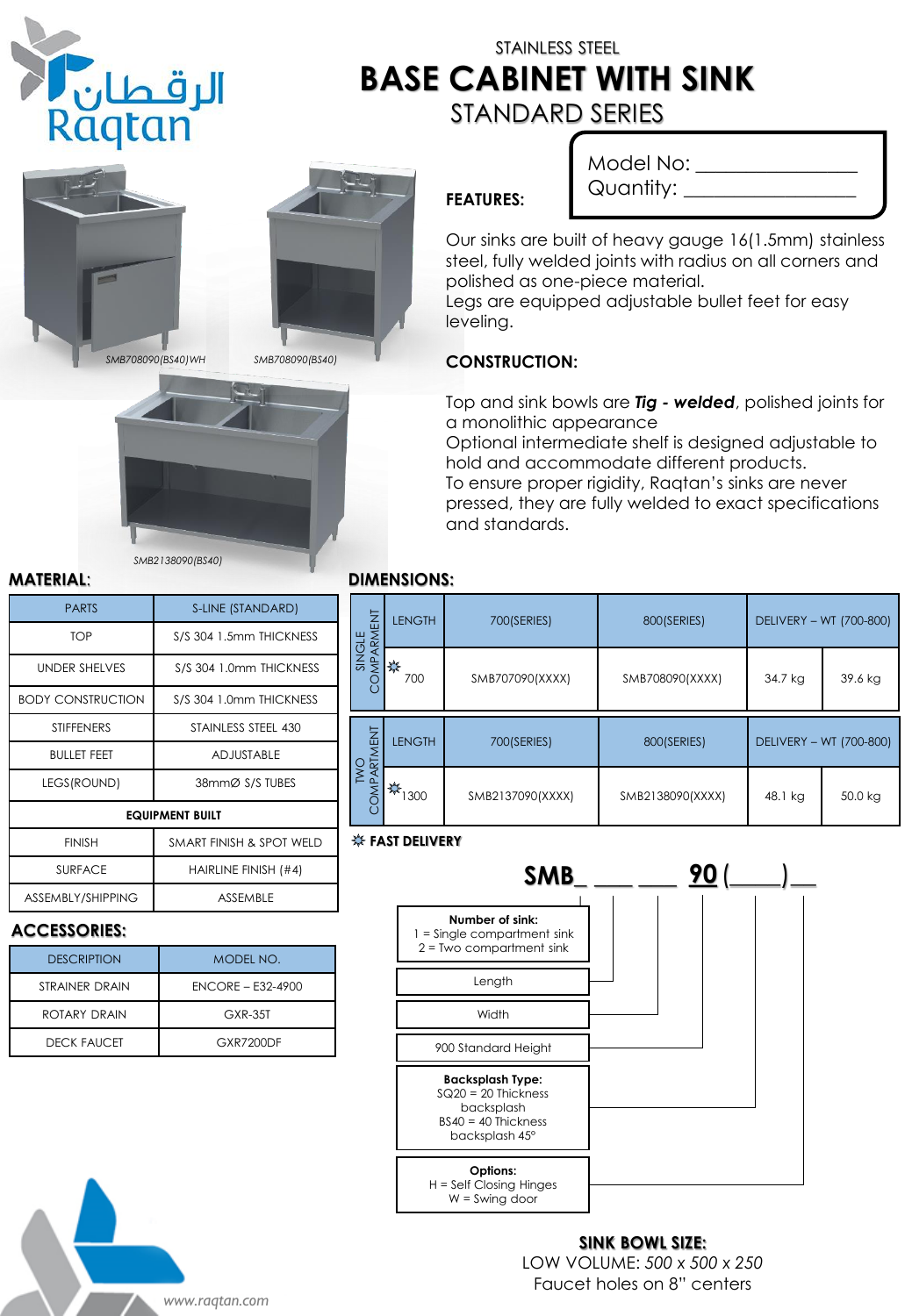الرقطان
Raqtan

STAINLESS STEEL

# BASE CABINET WITH SINK

## STANDARD SERIES

Model No: ______________
Quantity: ______________

SMB708090(BS40)WH

SMB708090(BS40)

SMB2138090(BS40)

### FEATURES:

Our sinks are built of heavy gauge 16(1.5mm) stainless steel, fully welded joints with radius on all corners and polished as one-piece material.
Legs are equipped adjustable bullet feet for easy leveling.

### CONSTRUCTION:

Top and sink bowls are ***Tig - welded***, polished joints for a monolithic appearance
Optional intermediate shelf is designed adjustable to hold and accommodate different products.
To ensure proper rigidity, Raqtan's sinks are never pressed, they are fully welded to exact specifications and standards.

### MATERIAL:

| PARTS | S-LINE (STANDARD) |
|---|---|
| TOP | S/S 304 1.5mm THICKNESS |
| UNDER SHELVES | S/S 304 1.0mm THICKNESS |
| BODY CONSTRUCTION | S/S 304 1.0mm THICKNESS |
| STIFFENERS | STAINLESS STEEL 430 |
| BULLET FEET | ADJUSTABLE |
| LEGS(ROUND) | 38mmØ S/S TUBES |
| **EQUIPMENT BUILT** | |
| FINISH | SMART FINISH & SPOT WELD |
| SURFACE | HAIRLINE FINISH (#4) |
| ASSEMBLY/SHIPPING | ASSEMBLE |

### ACCESSORIES:

| DESCRIPTION | MODEL NO. |
|---|---|
| STRAINER DRAIN | ENCORE – E32-4900 |
| ROTARY DRAIN | GXR-35T |
| DECK FAUCET | GXR7200DF |

### DIMENSIONS:

| | LENGTH | 700(SERIES) | 800(SERIES) | DELIVERY – WT (700-800) | |
|---|---|---|---|---|---|
| SINGLE COMPARMENT | ✲ 700 | SMB707090(XXXX) | SMB708090(XXXX) | 34.7 kg | 39.6 kg |

| | LENGTH | 700(SERIES) | 800(SERIES) | DELIVERY – WT (700-800) | |
|---|---|---|---|---|---|
| TWO COMPARTMENT | ✲ 1300 | SMB2137090(XXXX) | SMB2138090(XXXX) | 48.1 kg | 50.0 kg |

✲ **FAST DELIVERY**

**SMB_ ___ ___ 90 (____)__**

- **Number of sink:** 1 = Single compartment sink; 2 = Two compartment sink
- Length
- Width
- 900 Standard Height
- **Backsplash Type:** SQ20 = 20 Thickness backsplash; BS40 = 40 Thickness backsplash 45°
- **Options:** H = Self Closing Hinges; W = Swing door

**SINK BOWL SIZE:**
LOW VOLUME: *500 x 500 x 250*
Faucet holes on 8" centers

*www.raqtan.com*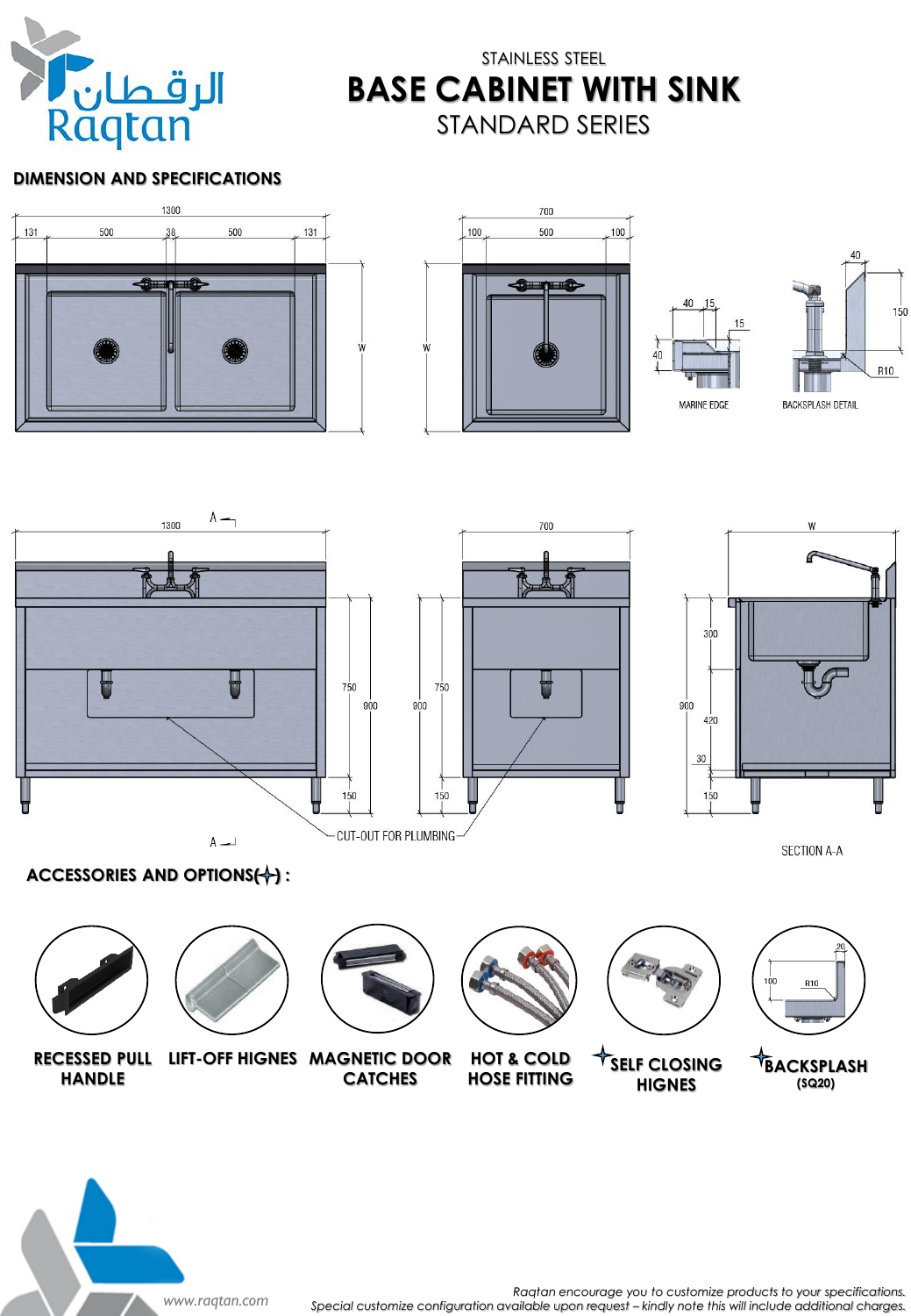STAINLESS STEEL

# BASE CABINET WITH SINK

STANDARD SERIES

## DIMENSION AND SPECIFICATIONS

1300
131 500 38 500 131
W

700
100 500 100
W

40 15
15
40
MARINE EDGE

40
150
R10
BACKSPLASH DETAIL

1300
A
750
900
150

700
750
900
150

CUT-OUT FOR PLUMBING

W
300
900
420
30
150

SECTION A-A

## ACCESSORIES AND OPTIONS(✦) :

- RECESSED PULL HANDLE
- LIFT-OFF HIGNES
- MAGNETIC DOOR CATCHES
- HOT & COLD HOSE FITTING
- ✦SELF CLOSING HIGNES
- ✦BACKSPLASH (SQ20)

20
100
R10

*Raqtan encourage you to customize products to your specifications.*
*Special customize configuration available upon request – kindly note this will include additional charges.*